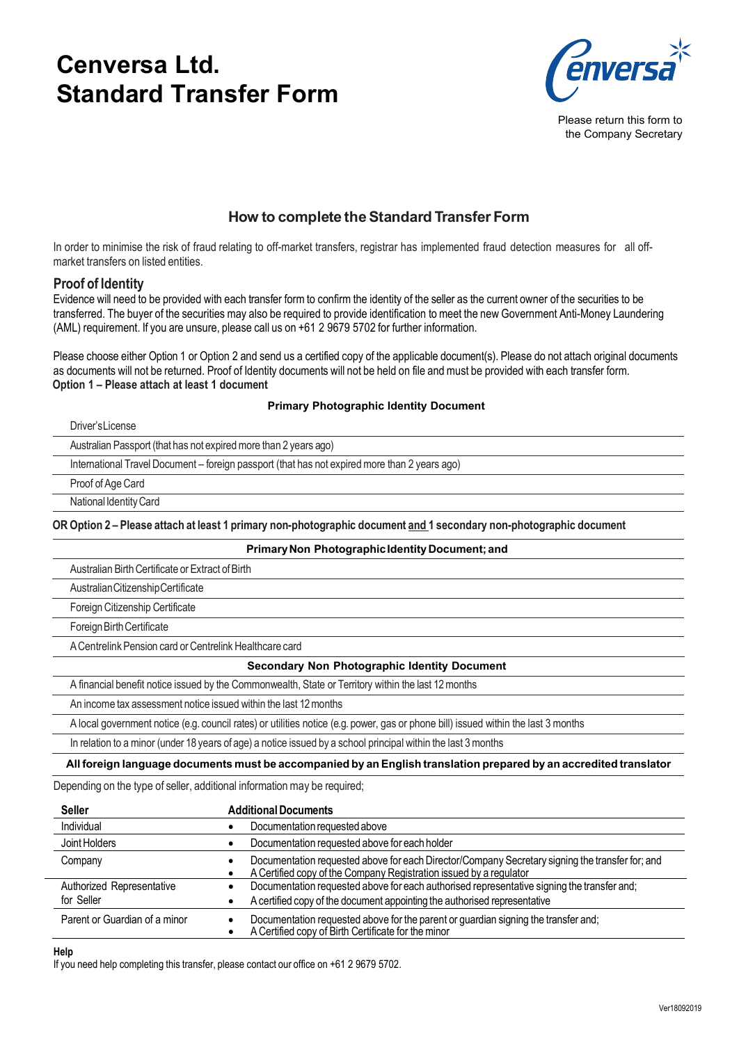# Cenversa Ltd.
# Standard Transfer Form

Please return this form to the Company Secretary

## How to complete the Standard Transfer Form

In order to minimise the risk of fraud relating to off-market transfers, registrar has implemented fraud detection measures for all off-market transfers on listed entities.

### Proof of Identity

Evidence will need to be provided with each transfer form to confirm the identity of the seller as the current owner of the securities to be transferred. The buyer of the securities may also be required to provide identification to meet the new Government Anti-Money Laundering (AML) requirement. If you are unsure, please call us on +61 2 9679 5702 for further information.

Please choose either Option 1 or Option 2 and send us a certified copy of the applicable document(s). Please do not attach original documents as documents will not be returned. Proof of Identity documents will not be held on file and must be provided with each transfer form.

**Option 1 – Please attach at least 1 document**

| **Primary Photographic Identity Document** |
|---|
| Driver's License |
| Australian Passport (that has not expired more than 2 years ago) |
| International Travel Document – foreign passport (that has not expired more than 2 years ago) |
| Proof of Age Card |
| National Identity Card |

**OR Option 2 – Please attach at least 1 primary non-photographic document and 1 secondary non-photographic document**

| **Primary Non Photographic Identity Document; and** |
|---|
| Australian Birth Certificate or Extract of Birth |
| Australian Citizenship Certificate |
| Foreign Citizenship Certificate |
| Foreign Birth Certificate |
| A Centrelink Pension card or Centrelink Healthcare card |
| **Secondary Non Photographic Identity Document** |
| A financial benefit notice issued by the Commonwealth, State or Territory within the last 12 months |
| An income tax assessment notice issued within the last 12 months |
| A local government notice (e.g. council rates) or utilities notice (e.g. power, gas or phone bill) issued within the last 3 months |
| In relation to a minor (under 18 years of age) a notice issued by a school principal within the last 3 months |

**All foreign language documents must be accompanied by an English translation prepared by an accredited translator**

Depending on the type of seller, additional information may be required;

| Seller | Additional Documents |
|---|---|
| Individual | • Documentation requested above |
| Joint Holders | • Documentation requested above for each holder |
| Company | • Documentation requested above for each Director/Company Secretary signing the transfer for; and<br>• A Certified copy of the Company Registration issued by a regulator |
| Authorized Representative for Seller | • Documentation requested above for each authorised representative signing the transfer and;<br>• A certified copy of the document appointing the authorised representative |
| Parent or Guardian of a minor | • Documentation requested above for the parent or guardian signing the transfer and;<br>• A Certified copy of Birth Certificate for the minor |

**Help**

If you need help completing this transfer, please contact our office on +61 2 9679 5702.

Ver18092019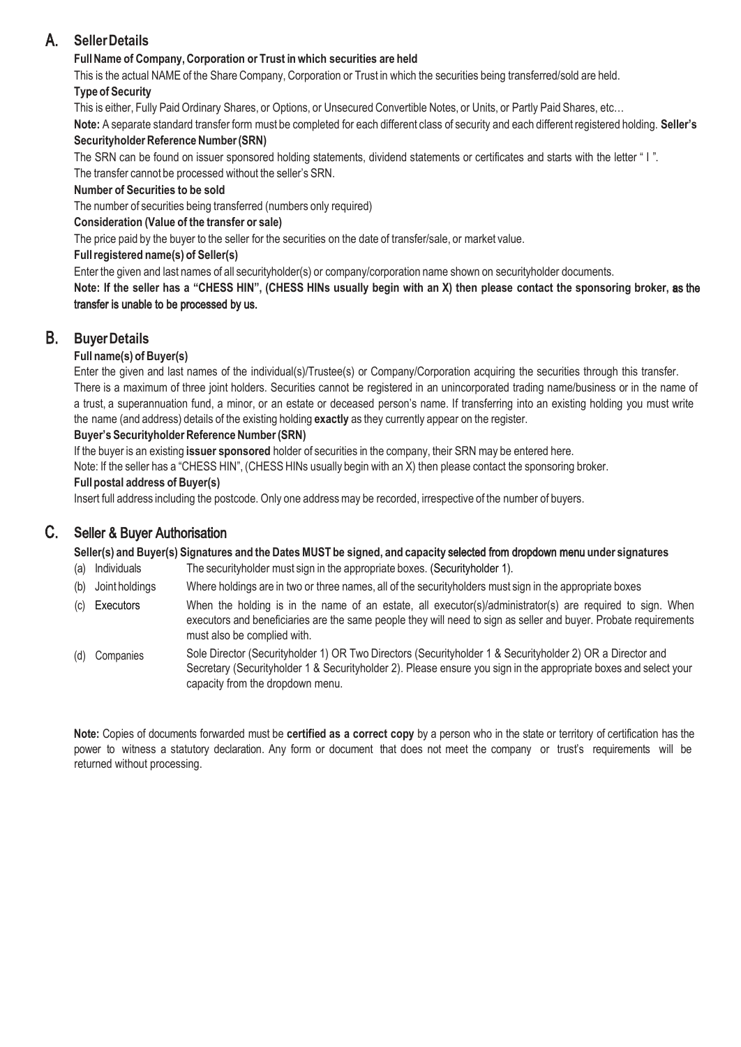## A. Seller Details

**Full Name of Company, Corporation or Trust in which securities are held**

This is the actual NAME of the Share Company, Corporation or Trust in which the securities being transferred/sold are held.

**Type of Security**

This is either, Fully Paid Ordinary Shares, or Options, or Unsecured Convertible Notes, or Units, or Partly Paid Shares, etc…

**Note:** A separate standard transfer form must be completed for each different class of security and each different registered holding. **Seller's Securityholder Reference Number (SRN)**

The SRN can be found on issuer sponsored holding statements, dividend statements or certificates and starts with the letter " I ".

The transfer cannot be processed without the seller's SRN.

**Number of Securities to be sold**

The number of securities being transferred (numbers only required)

**Consideration (Value of the transfer or sale)**

The price paid by the buyer to the seller for the securities on the date of transfer/sale, or market value.

**Full registered name(s) of Seller(s)**

Enter the given and last names of all securityholder(s) or company/corporation name shown on securityholder documents.

**Note: If the seller has a "CHESS HIN", (CHESS HINs usually begin with an X) then please contact the sponsoring broker, as the transfer is unable to be processed by us.**

## B. Buyer Details

**Full name(s) of Buyer(s)**

Enter the given and last names of the individual(s)/Trustee(s) or Company/Corporation acquiring the securities through this transfer. There is a maximum of three joint holders. Securities cannot be registered in an unincorporated trading name/business or in the name of a trust, a superannuation fund, a minor, or an estate or deceased person's name. If transferring into an existing holding you must write the name (and address) details of the existing holding **exactly** as they currently appear on the register.

**Buyer's Securityholder Reference Number (SRN)**

If the buyer is an existing **issuer sponsored** holder of securities in the company, their SRN may be entered here.

Note: If the seller has a "CHESS HIN", (CHESS HINs usually begin with an X) then please contact the sponsoring broker.

**Full postal address of Buyer(s)**

Insert full address including the postcode. Only one address may be recorded, irrespective of the number of buyers.

## C. Seller & Buyer Authorisation

**Seller(s) and Buyer(s) Signatures and the Dates MUST be signed, and capacity selected from dropdown menu under signatures**

(a) Individuals — The securityholder must sign in the appropriate boxes. (Securityholder 1).

(b) Joint holdings — Where holdings are in two or three names, all of the securityholders must sign in the appropriate boxes

(c) Executors — When the holding is in the name of an estate, all executor(s)/administrator(s) are required to sign. When executors and beneficiaries are the same people they will need to sign as seller and buyer. Probate requirements must also be complied with.

(d) Companies — Sole Director (Securityholder 1) OR Two Directors (Securityholder 1 & Securityholder 2) OR a Director and Secretary (Securityholder 1 & Securityholder 2). Please ensure you sign in the appropriate boxes and select your capacity from the dropdown menu.

**Note:** Copies of documents forwarded must be **certified as a correct copy** by a person who in the state or territory of certification has the power to witness a statutory declaration. Any form or document that does not meet the company or trust's requirements will be returned without processing.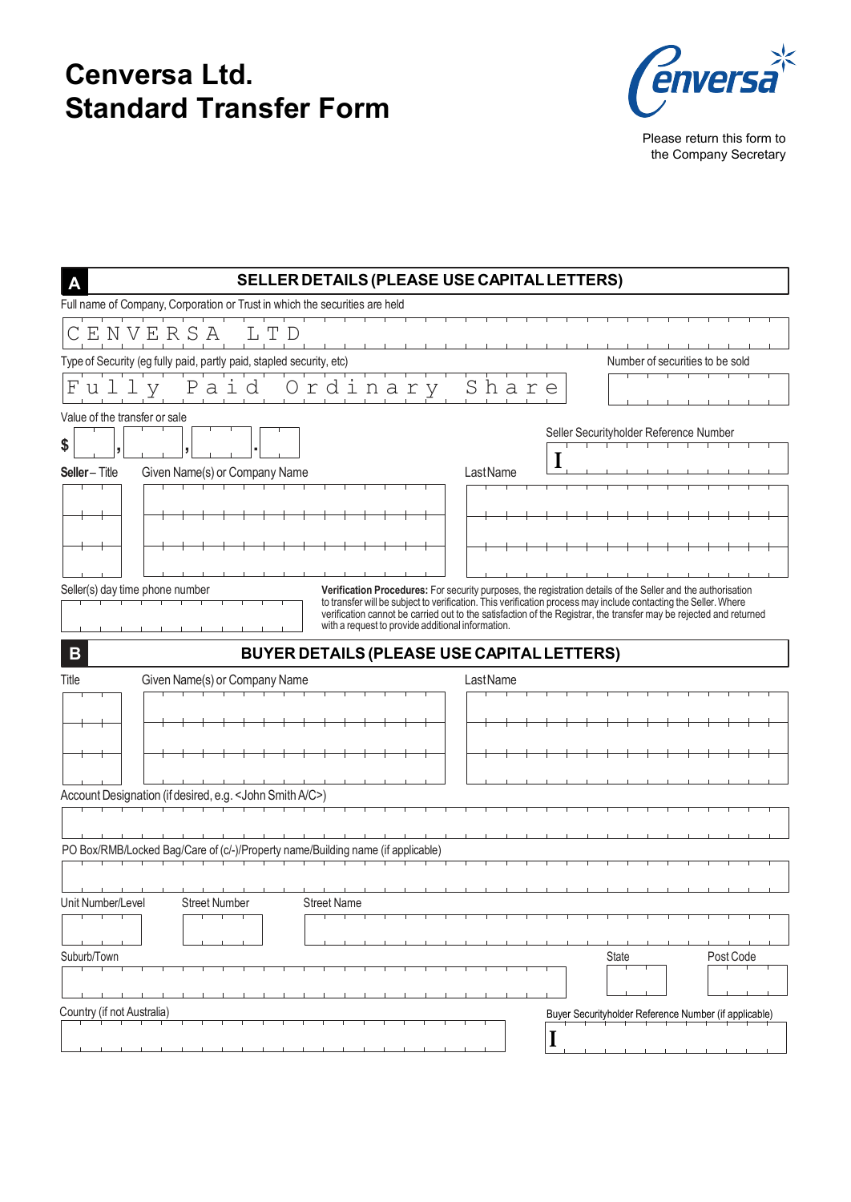# Cenversa Ltd.
# Standard Transfer Form

Please return this form to the Company Secretary

## A SELLER DETAILS (PLEASE USE CAPITAL LETTERS)

Full name of Company, Corporation or Trust in which the securities are held

CENVERSA LTD

Type of Security (eg fully paid, partly paid, stapled security, etc)

Fully Paid Ordinary Share

Number of securities to be sold

Value of the transfer or sale

$ , , .

Seller Securityholder Reference Number

I

**Seller** – Title | Given Name(s) or Company Name | Last Name

Seller(s) day time phone number

**Verification Procedures:** For security purposes, the registration details of the Seller and the authorisation to transfer will be subject to verification. This verification process may include contacting the Seller. Where verification cannot be carried out to the satisfaction of the Registrar, the transfer may be rejected and returned with a request to provide additional information.

## B BUYER DETAILS (PLEASE USE CAPITAL LETTERS)

Title | Given Name(s) or Company Name | Last Name

Account Designation (if desired, e.g. <John Smith A/C>)

PO Box/RMB/Locked Bag/Care of (c/-)/Property name/Building name (if applicable)

Unit Number/Level | Street Number | Street Name

Suburb/Town | State | Post Code

Country (if not Australia)

Buyer Securityholder Reference Number (if applicable)

I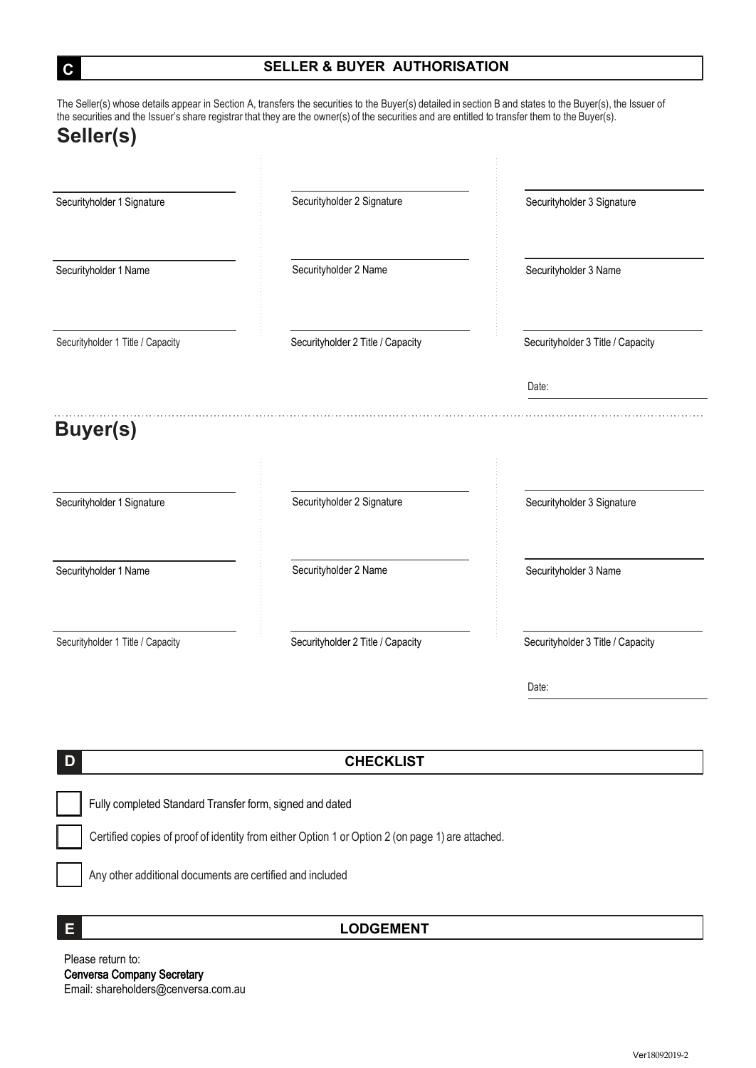## C SELLER & BUYER AUTHORISATION

The Seller(s) whose details appear in Section A, transfers the securities to the Buyer(s) detailed in section B and states to the Buyer(s), the Issuer of the securities and the Issuer's share registrar that they are the owner(s) of the securities and are entitled to transfer them to the Buyer(s).

### Seller(s)

| | | |
|---|---|---|
| Securityholder 1 Signature | Securityholder 2 Signature | Securityholder 3 Signature |
| Securityholder 1 Name | Securityholder 2 Name | Securityholder 3 Name |
| Securityholder 1 Title / Capacity | Securityholder 2 Title / Capacity | Securityholder 3 Title / Capacity |
| | | Date: |

### Buyer(s)

| | | |
|---|---|---|
| Securityholder 1 Signature | Securityholder 2 Signature | Securityholder 3 Signature |
| Securityholder 1 Name | Securityholder 2 Name | Securityholder 3 Name |
| Securityholder 1 Title / Capacity | Securityholder 2 Title / Capacity | Securityholder 3 Title / Capacity |
| | | Date: |

## D CHECKLIST

- [ ] Fully completed Standard Transfer form, signed and dated
- [ ] Certified copies of proof of identity from either Option 1 or Option 2 (on page 1) are attached.
- [ ] Any other additional documents are certified and included

## E LODGEMENT

Please return to:
**Cenversa Company Secretary**
Email: shareholders@cenversa.com.au

Ver18092019-2